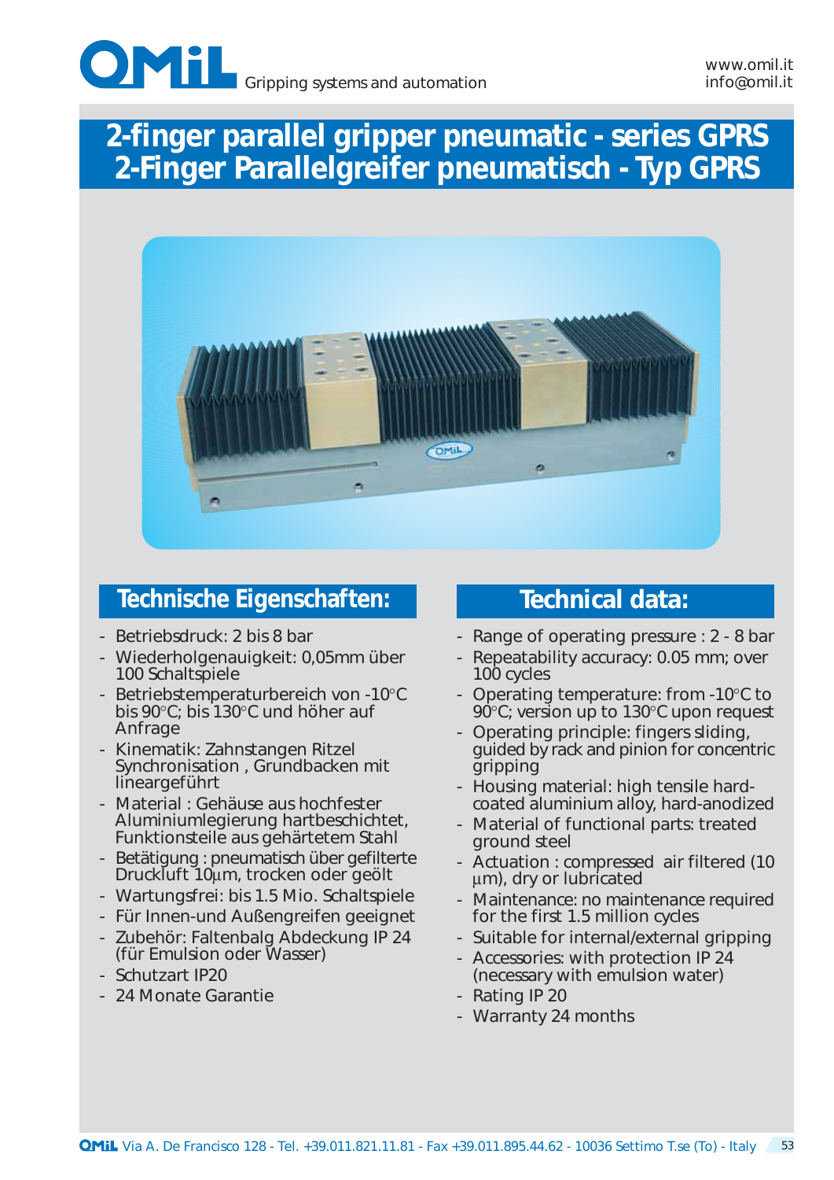# 2-finger parallel gripper pneumatic - series GPRS
# 2-Finger Parallelgreifer pneumatisch - Typ GPRS

## Technische Eigenschaften:

- Betriebsdruck: 2 bis 8 bar
- Wiederholgenauigkeit: 0,05mm über 100 Schaltspiele
- Betriebstemperaturbereich von -10°C bis 90°C; bis 130°C und höher auf Anfrage
- Kinematik: Zahnstangen Ritzel Synchronisation , Grundbacken mit lineargeführt
- Material : Gehäuse aus hochfester Aluminiumlegierung hartbeschichtet, Funktionsteile aus gehärtetem Stahl
- Betätigung : pneumatisch über gefilterte Druckluft 10µm, trocken oder geölt
- Wartungsfrei: bis 1.5 Mio. Schaltspiele
- Für Innen-und Außengreifen geeignet
- Zubehör: Faltenbalg Abdeckung IP 24 (für Emulsion oder Wasser)
- Schutzart IP20
- 24 Monate Garantie

## Technical data:

- Range of operating pressure : 2 - 8 bar
- Repeatability accuracy: 0.05 mm; over 100 cycles
- Operating temperature: from -10°C to 90°C; version up to 130°C upon request
- Operating principle: fingers sliding, guided by rack and pinion for concentric gripping
- Housing material: high tensile hard-coated aluminium alloy, hard-anodized
- Material of functional parts: treated ground steel
- Actuation : compressed air filtered (10 µm), dry or lubricated
- Maintenance: no maintenance required for the first 1.5 million cycles
- Suitable for internal/external gripping
- Accessories: with protection IP 24 (necessary with emulsion water)
- Rating IP 20
- Warranty 24 months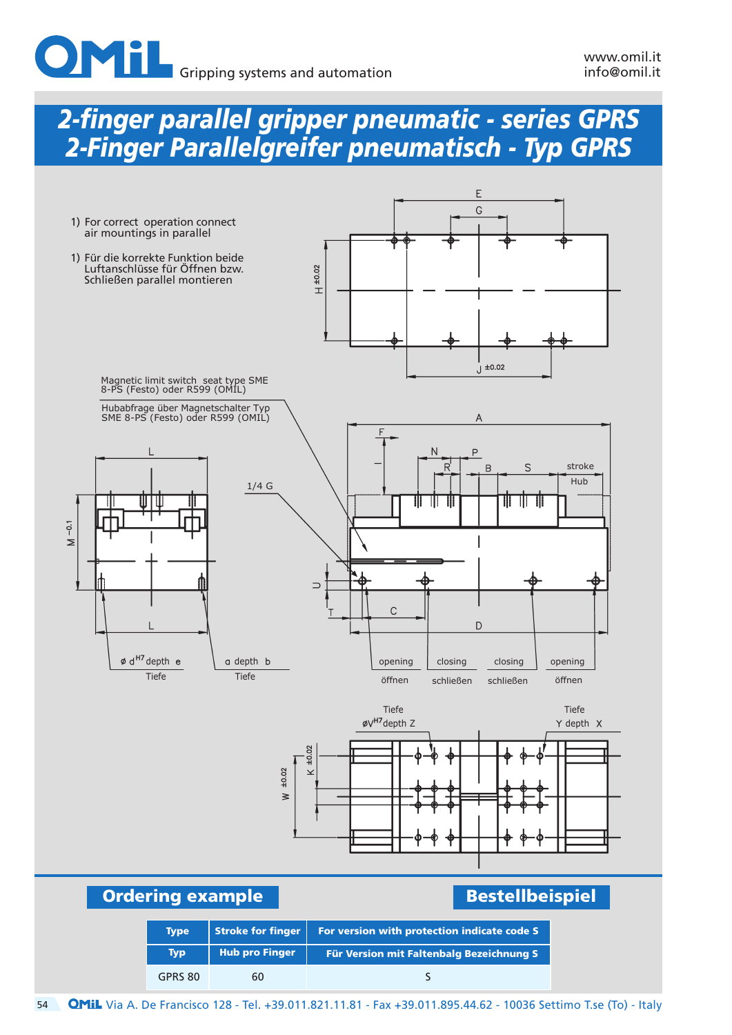# 2-finger parallel gripper pneumatic - series GPRS
# 2-Finger Parallelgreifer pneumatisch - Typ GPRS

1) For correct operation connect air mountings in parallel

1) Für die korrekte Funktion beide Luftanschlüsse für Öffnen bzw. Schließen parallel montieren

Magnetic limit switch seat type SME 8-PS (Festo) oder R599 (OMIL)

Hubabfrage über Magnetschalter Typ SME 8-PS (Festo) oder R599 (OMIL)

1/4 G

ø d$^{H7}$ depth e / Tiefe

a depth b / Tiefe

opening / öffnen — closing / schließen — closing / schließen — opening / öffnen

stroke / Hub

øV$^{H7}$ depth Z / Tiefe

Y depth X / Tiefe

## Ordering example

## Bestellbeispiel

| Type<br>Typ | Stroke for finger<br>Hub pro Finger | For version with protection indicate code S<br>Für Version mit Faltenbalg Bezeichnung S |
|---|---|---|
| GPRS 80 | 60 | S |

Via A. De Francisco 128 - Tel. +39.011.821.11.81 - Fax +39.011.895.44.62 - 10036 Settimo T.se (To) - Italy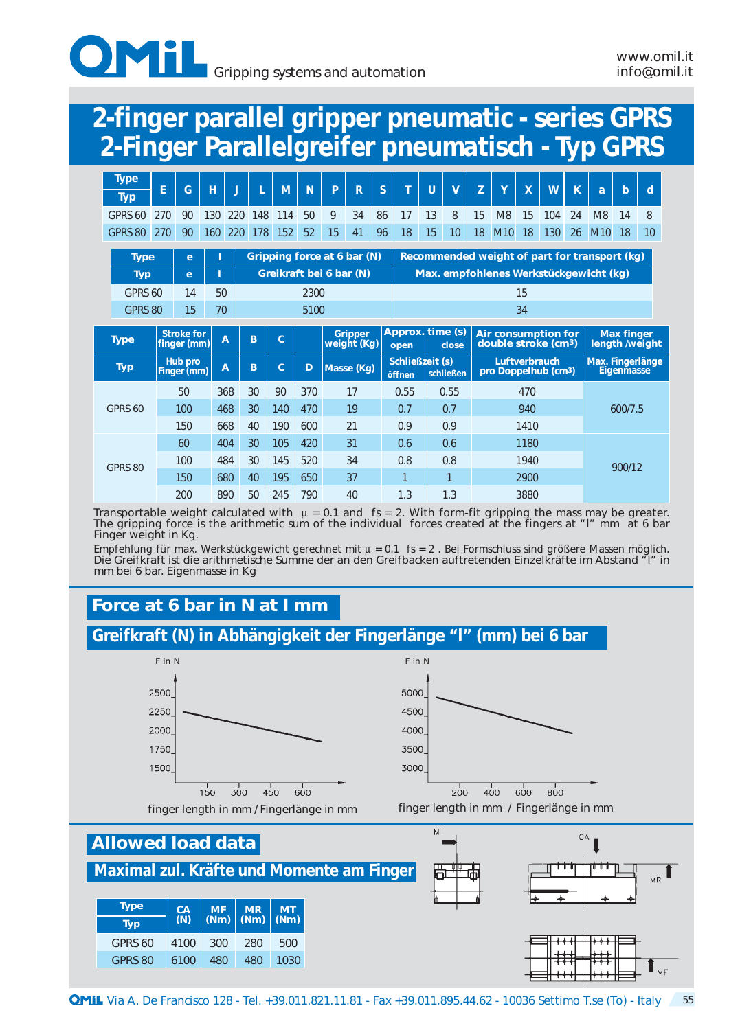# 2-finger parallel gripper pneumatic - series GPRS
# 2-Finger Parallelgreifer pneumatisch - Typ GPRS

| Type / Typ | E | G | H | J | L | M | N | P | R | S | T | U | V | Z | Y | X | W | K | a | b | d |
|---|---|---|---|---|---|---|---|---|---|---|---|---|---|---|---|---|---|---|---|---|---|
| GPRS 60 | 270 | 90 | 130 | 220 | 148 | 114 | 50 | 9 | 34 | 86 | 17 | 13 | 8 | 15 | M8 | 15 | 104 | 24 | M8 | 14 | 8 |
| GPRS 80 | 270 | 90 | 160 | 220 | 178 | 152 | 52 | 15 | 41 | 96 | 18 | 15 | 10 | 18 | M10 | 18 | 130 | 26 | M10 | 18 | 10 |

| Type / Typ | e | l | Gripping force at 6 bar (N) / Greikraft bei 6 bar (N) | Recommended weight of part for transport (kg) / Max. empfohlenes Werkstückgewicht (kg) |
|---|---|---|---|---|
| GPRS 60 | 14 | 50 | 2300 | 15 |
| GPRS 80 | 15 | 70 | 5100 | 34 |

| Type / Typ | Stroke for finger (mm) / Hub pro Finger (mm) | A | B | C | D | Gripper weight (Kg) / Masse (Kg) | Approx. time (s) / Schließzeit (s): open / öffnen | close / schließen | Air consumption for double stroke (cm³) / Luftverbrauch pro Doppelhub (cm³) | Max finger length /weight / Max. Fingerlänge Eigenmasse |
|---|---|---|---|---|---|---|---|---|---|---|
| GPRS 60 | 50 | 368 | 30 | 90 | 370 | 17 | 0.55 | 0.55 | 470 | 600/7.5 |
| | 100 | 468 | 30 | 140 | 470 | 19 | 0.7 | 0.7 | 940 | |
| | 150 | 668 | 40 | 190 | 600 | 21 | 0.9 | 0.9 | 1410 | |
| GPRS 80 | 60 | 404 | 30 | 105 | 420 | 31 | 0.6 | 0.6 | 1180 | 900/12 |
| | 100 | 484 | 30 | 145 | 520 | 34 | 0.8 | 0.8 | 1940 | |
| | 150 | 680 | 40 | 195 | 650 | 37 | 1 | 1 | 2900 | |
| | 200 | 890 | 50 | 245 | 790 | 40 | 1.3 | 1.3 | 3880 | |

Transportable weight calculated with $\mu = 0.1$ and $fs = 2$. With form-fit gripping the mass may be greater. The gripping force is the arithmetic sum of the individual forces created at the fingers at "l" mm at 6 bar Finger weight in Kg.

Empfehlung für max. Werkstückgewicht gerechnet mit $\mu = 0.1$ $fs = 2$. Bei Formschluss sind größere Massen möglich. Die Greifkraft ist die arithmetische Summe der an den Greifbacken auftretenden Einzelkräfte im Abstand "l" in mm bei 6 bar. Eigenmasse in Kg

## Force at 6 bar in N at l mm

## Greifkraft (N) in Abhängigkeit der Fingerlänge "l" (mm) bei 6 bar

finger length in mm / Fingerlänge in mm

finger length in mm / Fingerlänge in mm

## Allowed load data

## Maximal zul. Kräfte und Momente am Finger

| Type / Typ | CA (N) | MF (Nm) | MR (Nm) | MT (Nm) |
|---|---|---|---|---|
| GPRS 60 | 4100 | 300 | 280 | 500 |
| GPRS 80 | 6100 | 480 | 480 | 1030 |

OMIL Via A. De Francisco 128 - Tel. +39.011.821.11.81 - Fax +39.011.895.44.62 - 10036 Settimo T.se (To) - Italy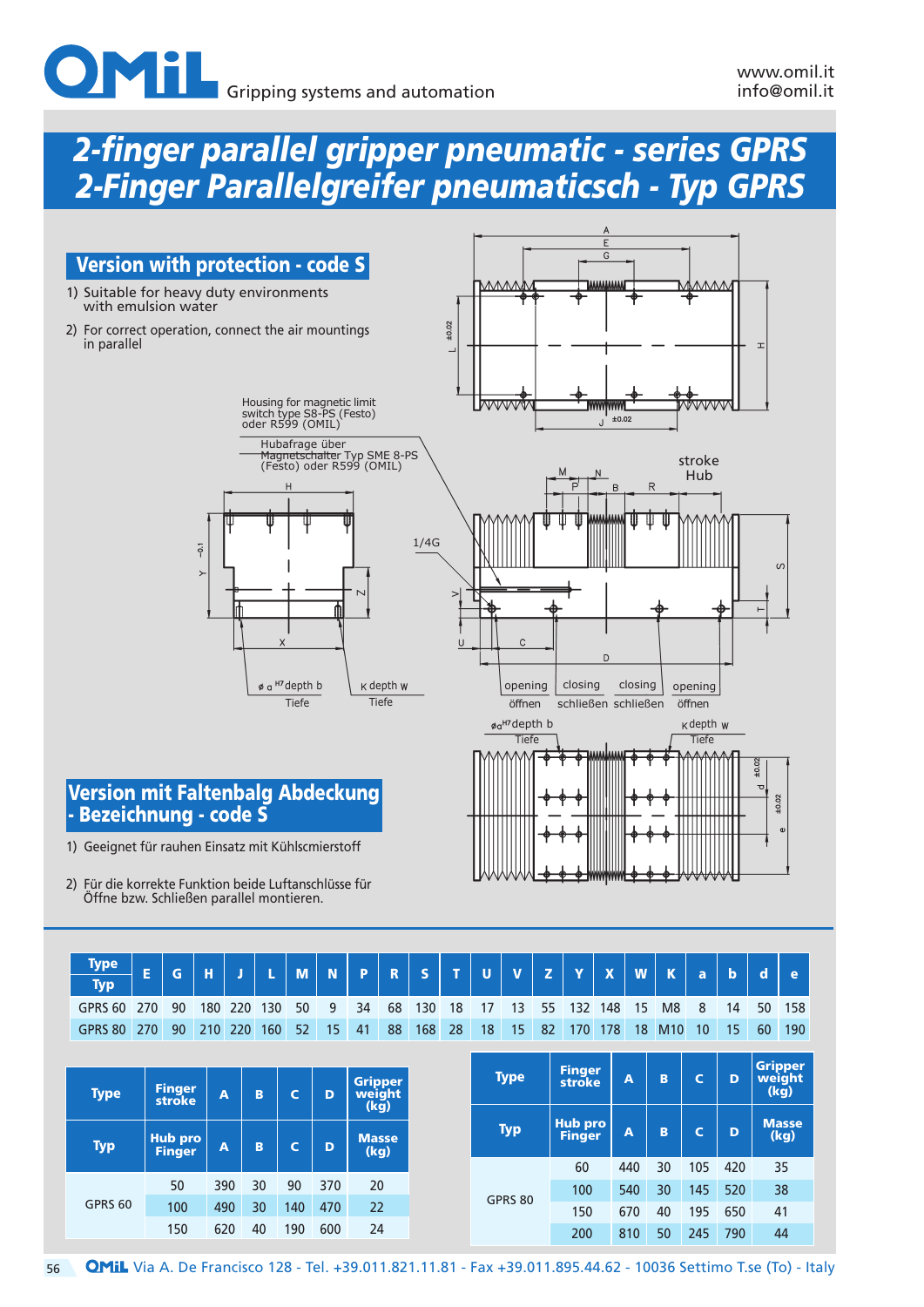# 2-finger parallel gripper pneumatic - series GPRS
# 2-Finger Parallelgreifer pneumaticsch - Typ GPRS

## Version with protection - code S

1) Suitable for heavy duty environments with emulsion water
2) For correct operation, connect the air mountings in parallel

Housing for magnetic limit switch type S8-PS (Festo) oder R599 (OMIL)

Hubafrage über Magnetschalter Typ SME 8-PS (Festo) oder R599 (OMIL)

stroke
Hub

opening
öffnen

closing
schließen

closing
schließen

opening
öffnen

ø a H7 depth b
Tiefe

K depth W
Tiefe

## Version mit Faltenbalg Abdeckung - Bezeichnung - code S

1) Geeignet für rauhen Einsatz mit Kühlscmierstoff
2) Für die korrekte Funktion beide Luftanschlüsse für Öffne bzw. Schließen parallel montieren.

| Type / Typ | E | G | H | J | L | M | N | P | R | S | T | U | V | Z | Y | X | W | K | a | b | d | e |
|---|---|---|---|---|---|---|---|---|---|---|---|---|---|---|---|---|---|---|---|---|---|---|
| GPRS 60 | 270 | 90 | 180 | 220 | 130 | 50 | 9 | 34 | 68 | 130 | 18 | 17 | 13 | 55 | 132 | 148 | 15 | M8 | 8 | 14 | 50 | 158 |
| GPRS 80 | 270 | 90 | 210 | 220 | 160 | 52 | 15 | 41 | 88 | 168 | 28 | 18 | 15 | 82 | 170 | 178 | 18 | M10 | 10 | 15 | 60 | 190 |

| Type / Typ | Finger stroke / Hub pro Finger | A | B | C | D | Gripper weight (kg) / Masse (kg) |
|---|---|---|---|---|---|---|
| GPRS 60 | 50 | 390 | 30 | 90 | 370 | 20 |
| | 100 | 490 | 30 | 140 | 470 | 22 |
| | 150 | 620 | 40 | 190 | 600 | 24 |

| Type / Typ | Finger stroke / Hub pro Finger | A | B | C | D | Gripper weight (kg) / Masse (kg) |
|---|---|---|---|---|---|---|
| GPRS 80 | 60 | 440 | 30 | 105 | 420 | 35 |
| | 100 | 540 | 30 | 145 | 520 | 38 |
| | 150 | 670 | 40 | 195 | 650 | 41 |
| | 200 | 810 | 50 | 245 | 790 | 44 |